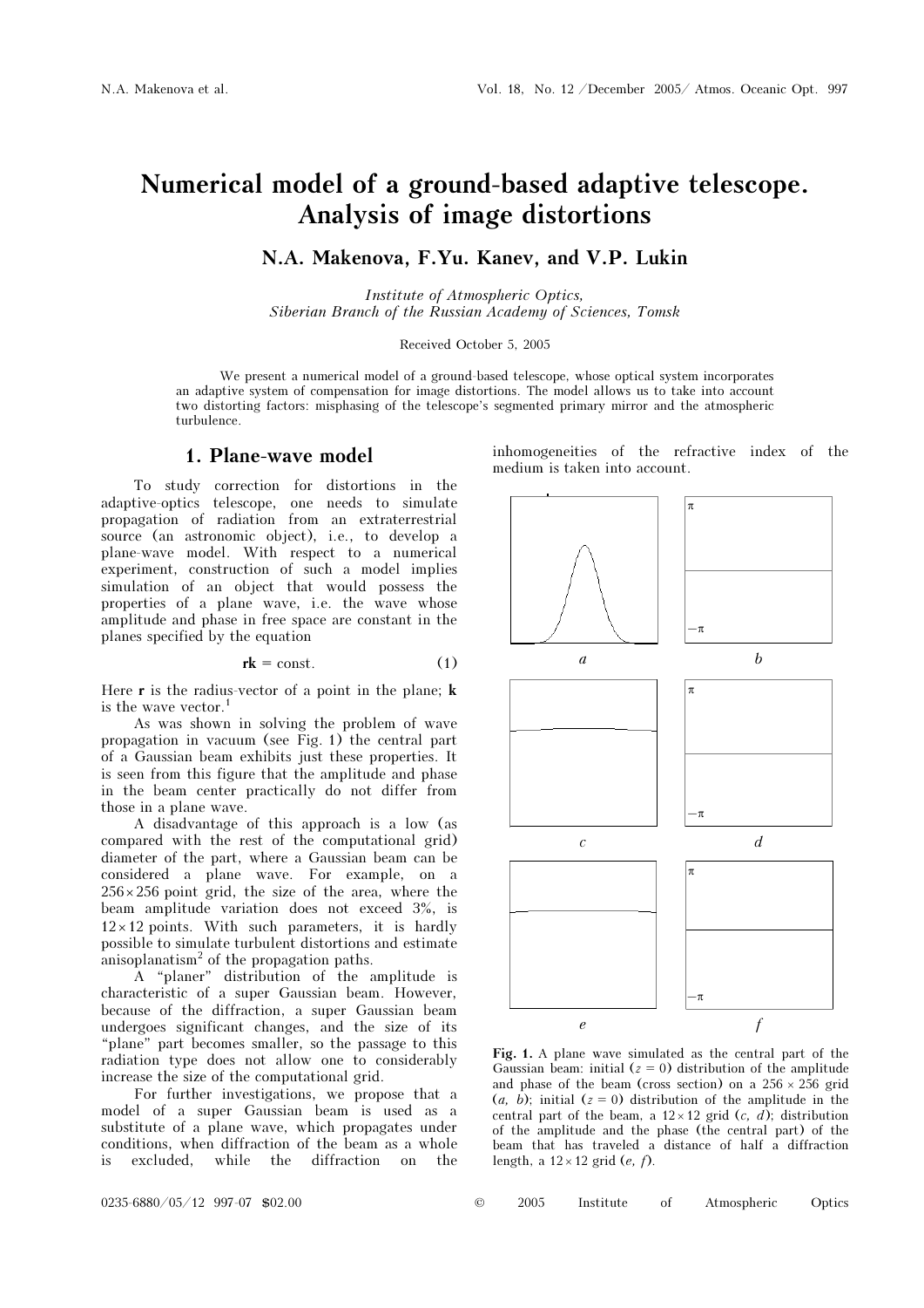# Numerical model of a ground-based adaptive telescope. Analysis of image distortions

**N.A. Makenova, F.Yu. Kanev, and V.P. Lukin**

*Institute of Atmospheric Optics, Siberian Branch of the Russian Academy of Sciences, Tomsk*

Received October 5, 2005

We present a numerical model of a ground-based telescope, whose optical system incorporates an adaptive system of compensation for image distortions. The model allows us to take into account two distorting factors: misphasing of the telescope's segmented primary mirror and the atmospheric turbulence.

## 1. Plane-wave model

To study correction for distortions in the adaptive-optics telescope, one needs to simulate propagation of radiation from an extraterrestrial source (an astronomic object), i.e., to develop a plane-wave model. With respect to a numerical experiment, construction of such a model implies simulation of an object that would possess the properties of a plane wave, i.e. the wave whose amplitude and phase in free space are constant in the planes specified by the equation

$$\mathbf{rk} = \text{const}. \quad (1)$$

Here $\mathbf{r}$ is the radius-vector of a point in the plane; $\mathbf{k}$ is the wave vector.[1]

As was shown in solving the problem of wave propagation in vacuum (see Fig. 1) the central part of a Gaussian beam exhibits just these properties. It is seen from this figure that the amplitude and phase in the beam center practically do not differ from those in a plane wave.

A disadvantage of this approach is a low (as compared with the rest of the computational grid) diameter of the part, where a Gaussian beam can be considered a plane wave. For example, on a $256\times256$ point grid, the size of the area, where the beam amplitude variation does not exceed 3%, is $12\times12$ points. With such parameters, it is hardly possible to simulate turbulent distortions and estimate anisoplanatism[2] of the propagation paths.

A "planer" distribution of the amplitude is characteristic of a super Gaussian beam. However, because of the diffraction, a super Gaussian beam undergoes significant changes, and the size of its "plane" part becomes smaller, so the passage to this radiation type does not allow one to considerably increase the size of the computational grid.

For further investigations, we propose that a model of a super Gaussian beam is used as a substitute of a plane wave, which propagates under conditions, when diffraction of the beam as a whole is excluded, while the diffraction on the inhomogeneities of the refractive index of the medium is taken into account.

**Fig. 1.** A plane wave simulated as the central part of the Gaussian beam: initial ($z = 0$) distribution of the amplitude and phase of the beam (cross section) on a $256\times256$ grid (*a, b*); initial ($z = 0$) distribution of the amplitude in the central part of the beam, a $12\times12$ grid (*c, d*); distribution of the amplitude and the phase (the central part) of the beam that has traveled a distance of half a diffraction length, a $12\times12$ grid (*e, f*).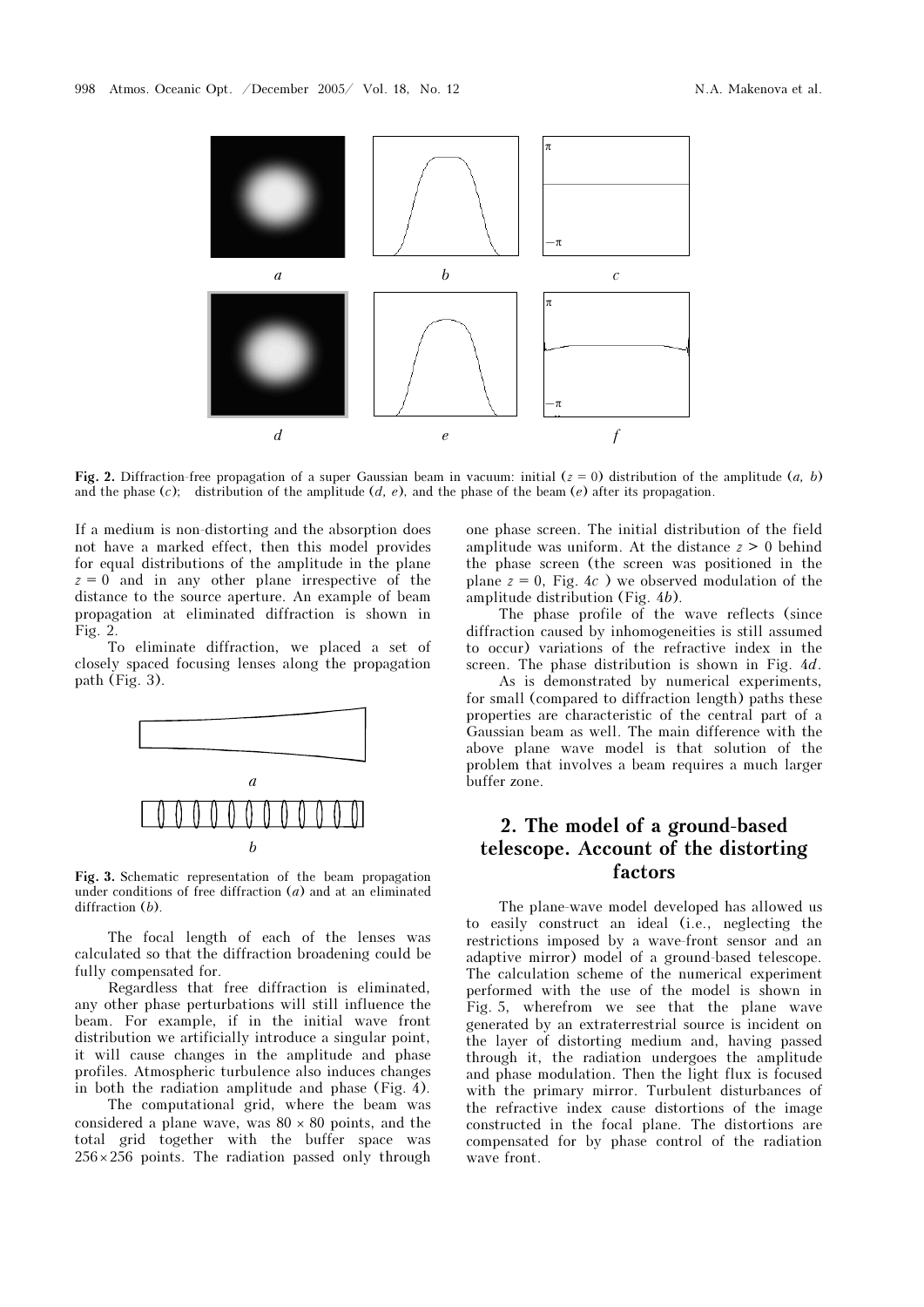**Fig. 2.** Diffraction-free propagation of a super Gaussian beam in vacuum: initial ($z = 0$) distribution of the amplitude (*a, b*) and the phase (*c*); distribution of the amplitude (*d, e*), and the phase of the beam (*e*) after its propagation.

If a medium is non-distorting and the absorption does not have a marked effect, then this model provides for equal distributions of the amplitude in the plane $z = 0$ and in any other plane irrespective of the distance to the source aperture. An example of beam propagation at eliminated diffraction is shown in Fig. 2.

To eliminate diffraction, we placed a set of closely spaced focusing lenses along the propagation path (Fig. 3).

**Fig. 3.** Schematic representation of the beam propagation under conditions of free diffraction (*a*) and at an eliminated diffraction (*b*).

The focal length of each of the lenses was calculated so that the diffraction broadening could be fully compensated for.

Regardless that free diffraction is eliminated, any other phase perturbations will still influence the beam. For example, if in the initial wave front distribution we artificially introduce a singular point, it will cause changes in the amplitude and phase profiles. Atmospheric turbulence also induces changes in both the radiation amplitude and phase (Fig. 4).

The computational grid, where the beam was considered a plane wave, was $80 \times 80$ points, and the total grid together with the buffer space was $256 \times 256$ points. The radiation passed only through one phase screen. The initial distribution of the field amplitude was uniform. At the distance $z > 0$ behind the phase screen (the screen was positioned in the plane $z = 0$, Fig. 4*c* ) we observed modulation of the amplitude distribution (Fig. 4*b*).

The phase profile of the wave reflects (since diffraction caused by inhomogeneities is still assumed to occur) variations of the refractive index in the screen. The phase distribution is shown in Fig. 4*d*.

As is demonstrated by numerical experiments, for small (compared to diffraction length) paths these properties are characteristic of the central part of a Gaussian beam as well. The main difference with the above plane wave model is that solution of the problem that involves a beam requires a much larger buffer zone.

## 2. The model of a ground-based telescope. Account of the distorting factors

The plane-wave model developed has allowed us to easily construct an ideal (i.e., neglecting the restrictions imposed by a wave-front sensor and an adaptive mirror) model of a ground-based telescope. The calculation scheme of the numerical experiment performed with the use of the model is shown in Fig. 5, wherefrom we see that the plane wave generated by an extraterrestrial source is incident on the layer of distorting medium and, having passed through it, the radiation undergoes the amplitude and phase modulation. Then the light flux is focused with the primary mirror. Turbulent disturbances of the refractive index cause distortions of the image constructed in the focal plane. The distortions are compensated for by phase control of the radiation wave front.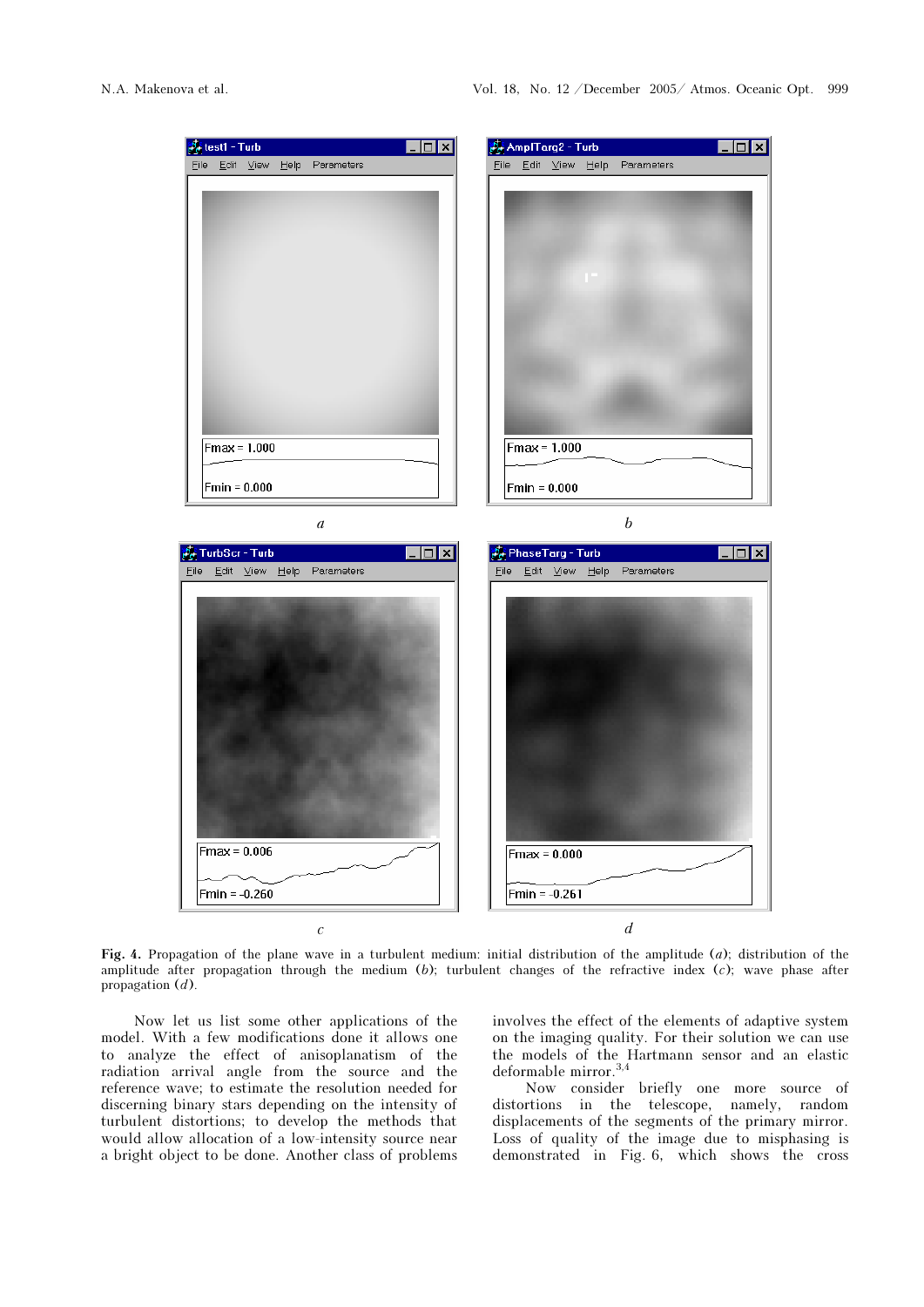**Fig. 4.** Propagation of the plane wave in a turbulent medium: initial distribution of the amplitude (*a*); distribution of the amplitude after propagation through the medium (*b*); turbulent changes of the refractive index (*c*); wave phase after propagation (*d*).

Now let us list some other applications of the model. With a few modifications done it allows one to analyze the effect of anisoplanatism of the radiation arrival angle from the source and the reference wave; to estimate the resolution needed for discerning binary stars depending on the intensity of turbulent distortions; to develop the methods that would allow allocation of a low-intensity source near a bright object to be done. Another class of problems involves the effect of the elements of adaptive system on the imaging quality. For their solution we can use the models of the Hartmann sensor and an elastic deformable mirror.[3,4]

Now consider briefly one more source of distortions in the telescope, namely, random displacements of the segments of the primary mirror. Loss of quality of the image due to misphasing is demonstrated in Fig. 6, which shows the cross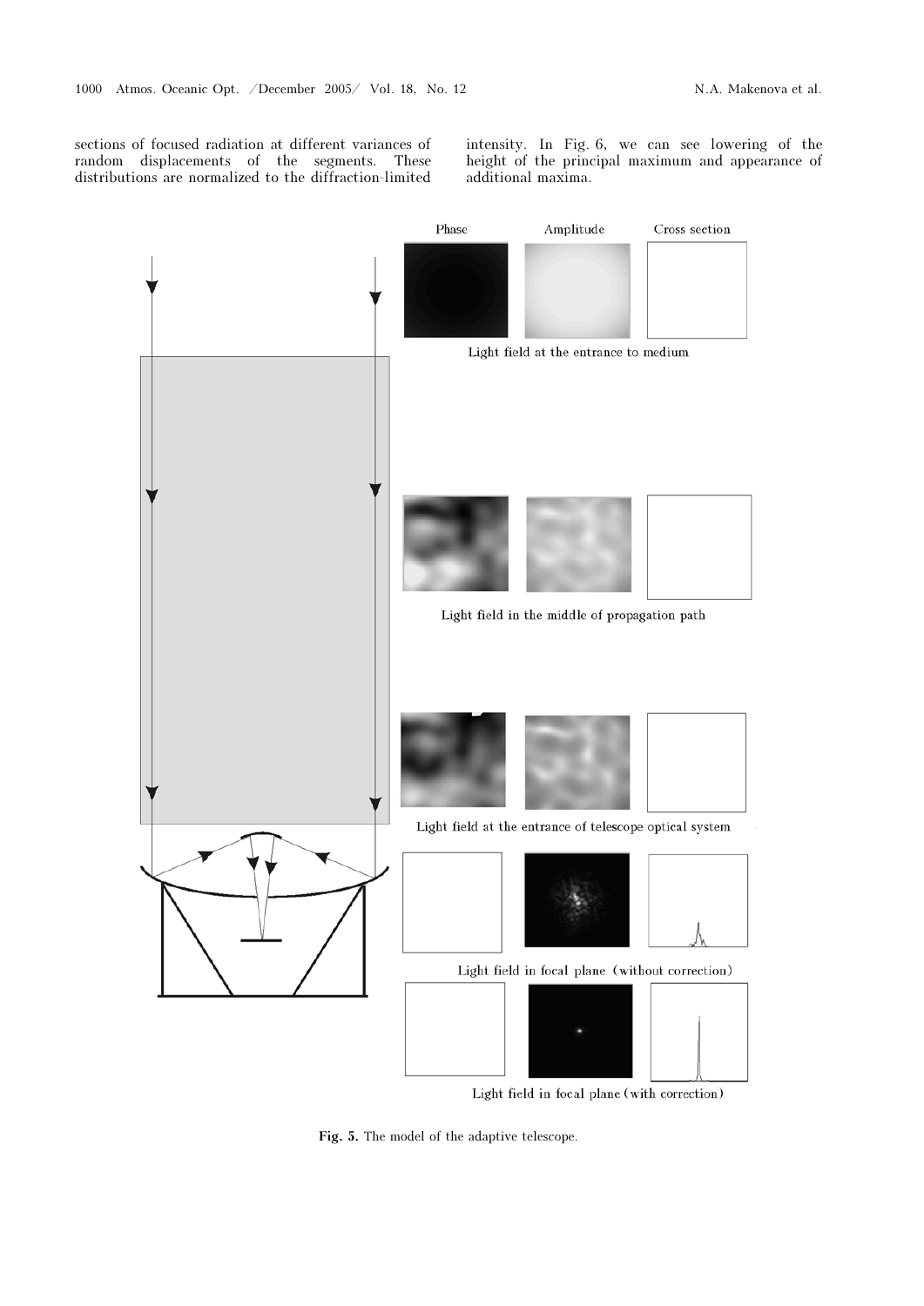sections of focused radiation at different variances of random displacements of the segments. These distributions are normalized to the diffraction-limited intensity. In Fig. 6, we can see lowering of the height of the principal maximum and appearance of additional maxima.

Phase Amplitude Cross section

Light field at the entrance to medium

Light field in the middle of propagation path

Light field at the entrance of telescope optical system

Light field in focal plane (without correction)

Light field in focal plane (with correction)

**Fig. 5.** The model of the adaptive telescope.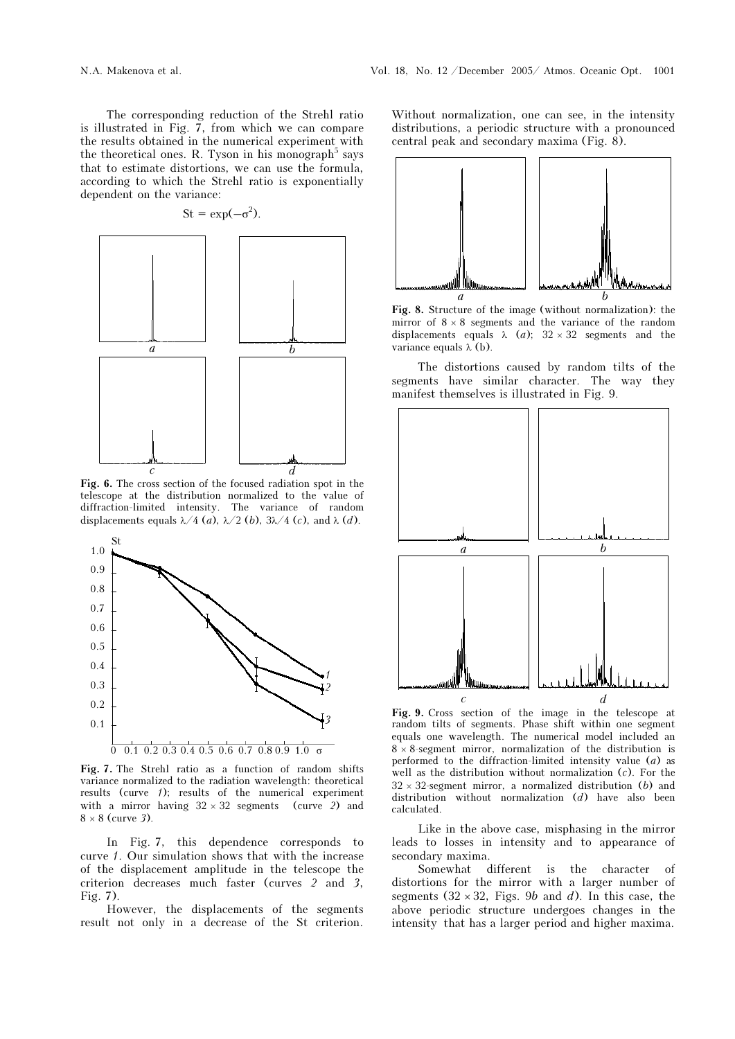The corresponding reduction of the Strehl ratio is illustrated in Fig. 7, from which we can compare the results obtained in the numerical experiment with the theoretical ones. R. Tyson in his monograph[5] says that to estimate distortions, we can use the formula, according to which the Strehl ratio is exponentially dependent on the variance:

$$\mathrm{St} = \exp(-\sigma^2).$$

**Fig. 6.** The cross section of the focused radiation spot in the telescope at the distribution normalized to the value of diffraction-limited intensity. The variance of random displacements equals $\lambda/4$ (*a*), $\lambda/2$ (*b*), $3\lambda/4$ (*c*), and $\lambda$ (*d*).

**Fig. 7.** The Strehl ratio as a function of random shifts variance normalized to the radiation wavelength: theoretical results (curve *1*); results of the numerical experiment with a mirror having $32 \times 32$ segments (curve *2*) and $8 \times 8$ (curve *3*).

In Fig. 7, this dependence corresponds to curve *1*. Our simulation shows that with the increase of the displacement amplitude in the telescope the criterion decreases much faster (curves *2* and *3*, Fig. 7).

However, the displacements of the segments result not only in a decrease of the St criterion. Without normalization, one can see, in the intensity distributions, a periodic structure with a pronounced central peak and secondary maxima (Fig. 8).

**Fig. 8.** Structure of the image (without normalization): the mirror of $8 \times 8$ segments and the variance of the random displacements equals $\lambda$ (*a*); $32 \times 32$ segments and the variance equals $\lambda$ (b).

The distortions caused by random tilts of the segments have similar character. The way they manifest themselves is illustrated in Fig. 9.

**Fig. 9.** Cross section of the image in the telescope at random tilts of segments. Phase shift within one segment equals one wavelength. The numerical model included an $8 \times 8$-segment mirror, normalization of the distribution is performed to the diffraction-limited intensity value (*a*) as well as the distribution without normalization (*c*). For the $32 \times 32$-segment mirror, a normalized distribution (*b*) and distribution without normalization (*d*) have also been calculated.

Like in the above case, misphasing in the mirror leads to losses in intensity and to appearance of secondary maxima.

Somewhat different is the character of distortions for the mirror with a larger number of segments ($32 \times 32$, Figs. 9*b* and *d*). In this case, the above periodic structure undergoes changes in the intensity that has a larger period and higher maxima.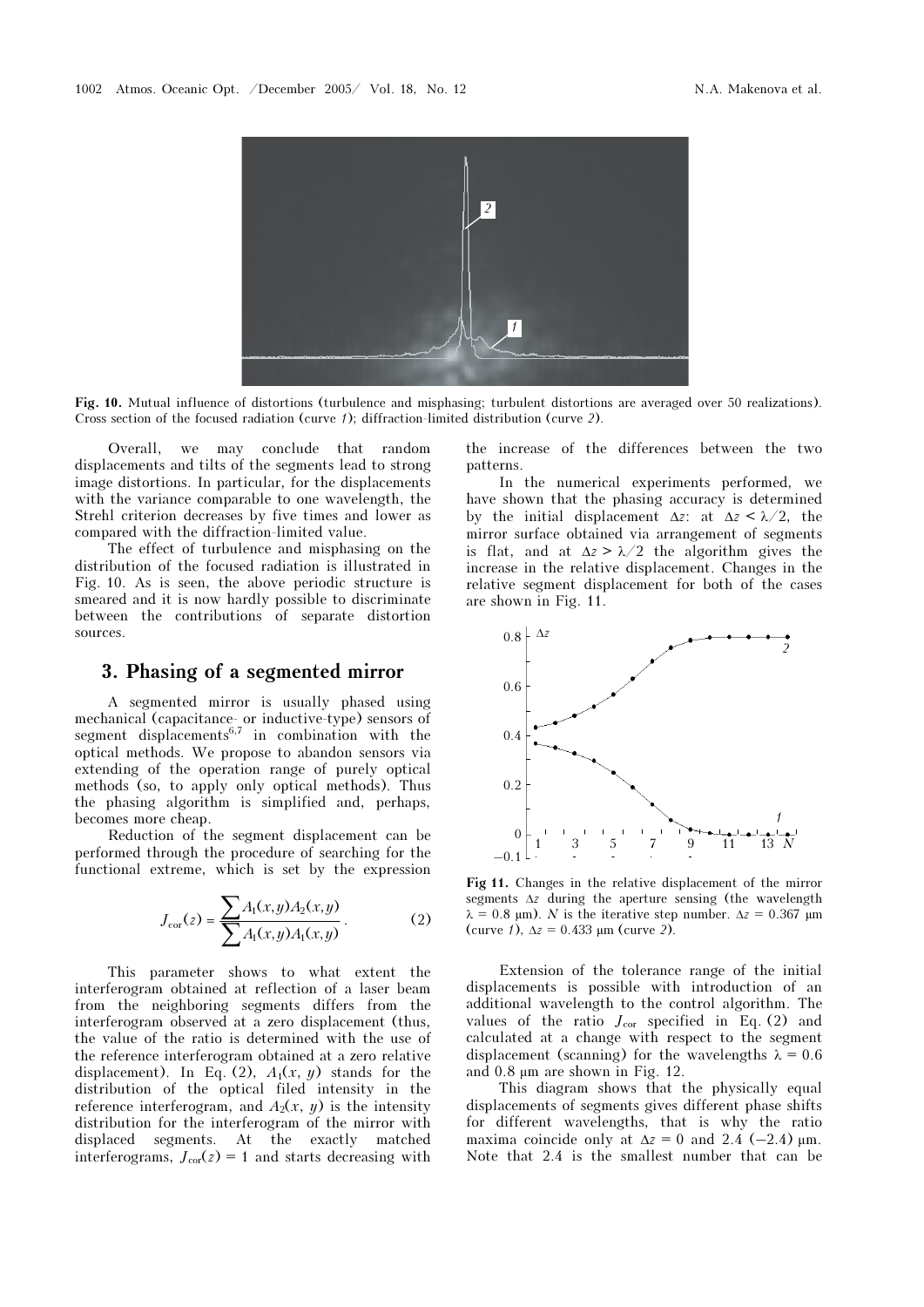**Fig. 10.** Mutual influence of distortions (turbulence and misphasing; turbulent distortions are averaged over 50 realizations). Cross section of the focused radiation (curve *1*); diffraction-limited distribution (curve *2*).

Overall, we may conclude that random displacements and tilts of the segments lead to strong image distortions. In particular, for the displacements with the variance comparable to one wavelength, the Strehl criterion decreases by five times and lower as compared with the diffraction-limited value.

The effect of turbulence and misphasing on the distribution of the focused radiation is illustrated in Fig. 10. As is seen, the above periodic structure is smeared and it is now hardly possible to discriminate between the contributions of separate distortion sources.

## 3. Phasing of a segmented mirror

A segmented mirror is usually phased using mechanical (capacitance- or inductive-type) sensors of segment displacements[6,7] in combination with the optical methods. We propose to abandon sensors via extending of the operation range of purely optical methods (so, to apply only optical methods). Thus the phasing algorithm is simplified and, perhaps, becomes more cheap.

Reduction of the segment displacement can be performed through the procedure of searching for the functional extreme, which is set by the expression

$$J_{\text{cor}}(z) = \frac{\sum A_1(x,y)A_2(x,y)}{\sum A_1(x,y)A_1(x,y)}. \qquad (2)$$

This parameter shows to what extent the interferogram obtained at reflection of a laser beam from the neighboring segments differs from the interferogram observed at a zero displacement (thus, the value of the ratio is determined with the use of the reference interferogram obtained at a zero relative displacement). In Eq. (2), $A_1(x, y)$ stands for the distribution of the optical filed intensity in the reference interferogram, and $A_2(x, y)$ is the intensity distribution for the interferogram of the mirror with displaced segments. At the exactly matched interferograms, $J_{\text{cor}}(z) = 1$ and starts decreasing with the increase of the differences between the two patterns.

In the numerical experiments performed, we have shown that the phasing accuracy is determined by the initial displacement $\Delta z$: at $\Delta z < \lambda/2$, the mirror surface obtained via arrangement of segments is flat, and at $\Delta z > \lambda/2$ the algorithm gives the increase in the relative displacement. Changes in the relative segment displacement for both of the cases are shown in Fig. 11.

**Fig 11.** Changes in the relative displacement of the mirror segments $\Delta z$ during the aperture sensing (the wavelength $\lambda = 0.8$ μm). $N$ is the iterative step number. $\Delta z = 0.367$ μm (curve *1*), $\Delta z = 0.433$ μm (curve *2*).

Extension of the tolerance range of the initial displacements is possible with introduction of an additional wavelength to the control algorithm. The values of the ratio $J_{\text{cor}}$ specified in Eq. (2) and calculated at a change with respect to the segment displacement (scanning) for the wavelengths $\lambda = 0.6$ and 0.8 μm are shown in Fig. 12.

This diagram shows that the physically equal displacements of segments gives different phase shifts for different wavelengths, that is why the ratio maxima coincide only at $\Delta z = 0$ and 2.4 (−2.4) μm. Note that 2.4 is the smallest number that can be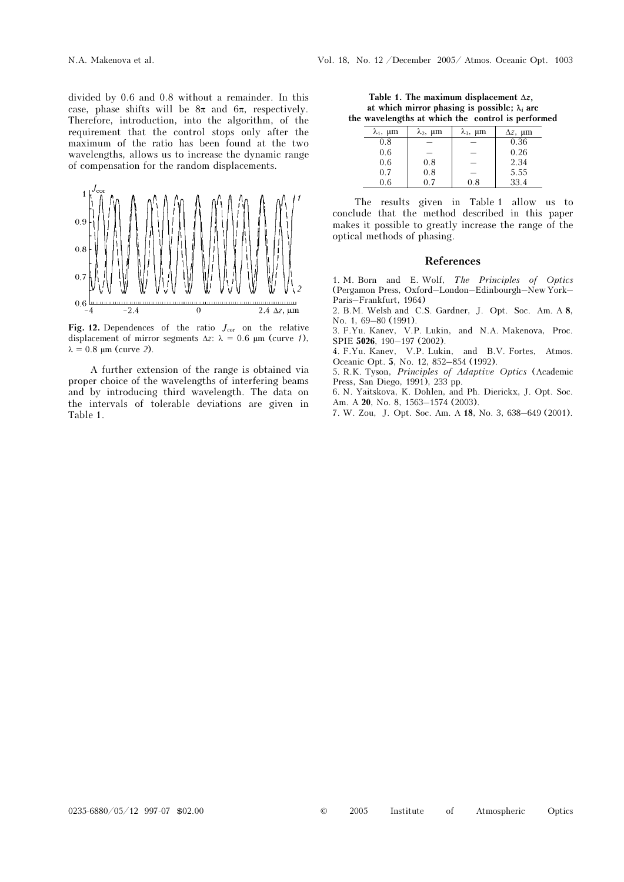divided by 0.6 and 0.8 without a remainder. In this case, phase shifts will be $8\pi$ and $6\pi$, respectively. Therefore, introduction, into the algorithm, of the requirement that the control stops only after the maximum of the ratio has been found at the two wavelengths, allows us to increase the dynamic range of compensation for the random displacements.

$J_{cor}$
1
0.9
0.8
0.7
0.6
−4 −2.4 0 2.4 $\Delta z$, μm
1
2

**Fig. 12.** Dependences of the ratio $J_{cor}$ on the relative displacement of mirror segments $\Delta z$: $\lambda$ = 0.6 μm (curve *1*), $\lambda$ = 0.8 μm (curve *2*).

A further extension of the range is obtained via proper choice of the wavelengths of interfering beams and by introducing third wavelength. The data on the intervals of tolerable deviations are given in Table 1.

**Table 1. The maximum displacement $\Delta z$, at which mirror phasing is possible; $\lambda_i$ are the wavelengths at which the control is performed**

| $\lambda_1$, μm | $\lambda_2$, μm | $\lambda_3$, μm | $\Delta z$, μm |
|---|---|---|---|
| 0.8 | – | – | 0.36 |
| 0.6 | – | – | 0.26 |
| 0.6 | 0.8 | – | 2.34 |
| 0.7 | 0.8 | – | 5.55 |
| 0.6 | 0.7 | 0.8 | 33.4 |

The results given in Table 1 allow us to conclude that the method described in this paper makes it possible to greatly increase the range of the optical methods of phasing.

## References

1. M. Born and E. Wolf, *The Principles of Optics* (Pergamon Press, Oxford–London–Edinbourgh–New York–Paris–Frankfurt, 1964)
2. B.M. Welsh and C.S. Gardner, J. Opt. Soc. Am. A **8**, No. 1, 69–80 (1991).
3. F.Yu. Kanev, V.P. Lukin, and N.A. Makenova, Proc. SPIE **5026**, 190–197 (2002).
4. F.Yu. Kanev, V.P. Lukin, and B.V. Fortes, Atmos. Oceanic Opt. **5**, No. 12, 852–854 (1992).
5. R.K. Tyson, *Principles of Adaptive Optics* (Academic Press, San Diego, 1991), 233 pp.
6. N. Yaitskova, K. Dohlen, and Ph. Dierickx, J. Opt. Soc. Am. A **20**, No. 8, 1563–1574 (2003).
7. W. Zou, J. Opt. Soc. Am. A **18**, No. 3, 638–649 (2001).